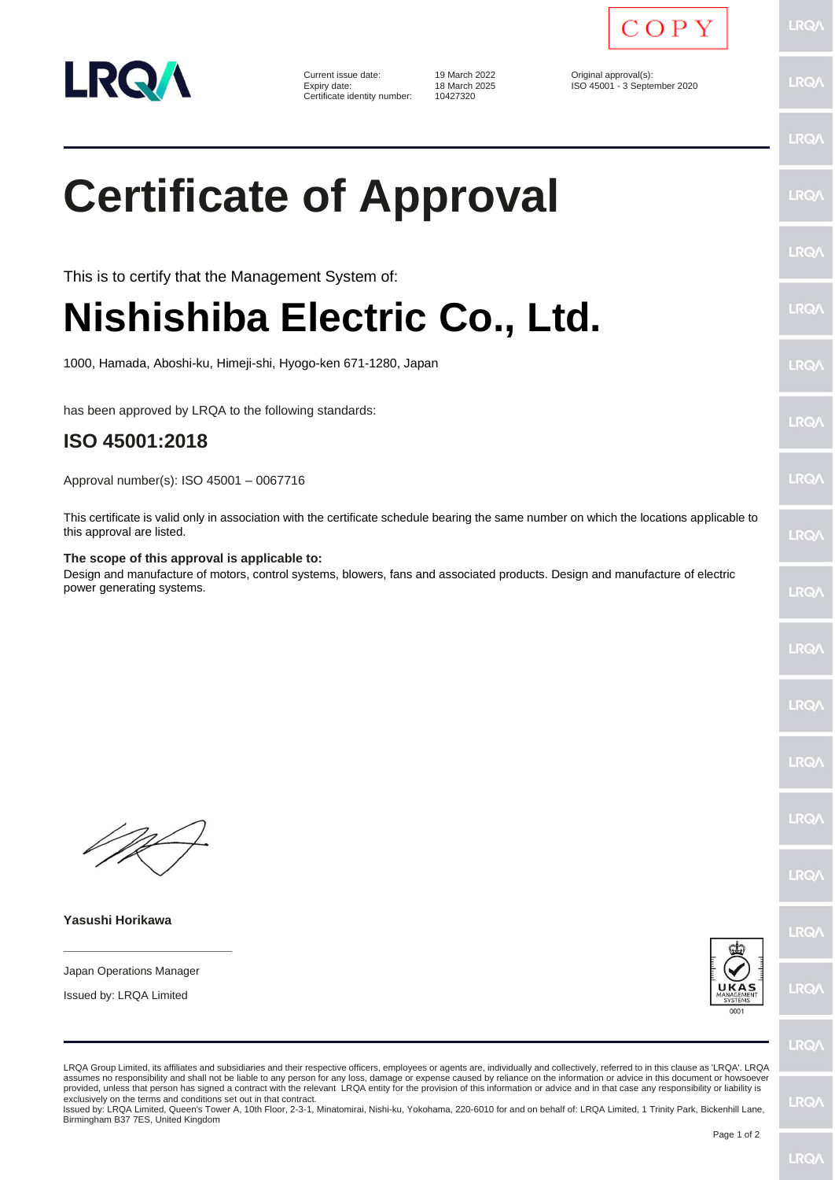COPY

| | | | |
|---|---|---|---|
| Current issue date: | 19 March 2022 | Original approval(s): | |
| Expiry date: | 18 March 2025 | ISO 45001 - 3 September 2020 | |
| Certificate identity number: | 10427320 | | |

# Certificate of Approval

This is to certify that the Management System of:

# Nishishiba Electric Co., Ltd.

1000, Hamada, Aboshi-ku, Himeji-shi, Hyogo-ken 671-1280, Japan

has been approved by LRQA to the following standards:

## ISO 45001:2018

Approval number(s): ISO 45001 – 0067716

This certificate is valid only in association with the certificate schedule bearing the same number on which the locations applicable to this approval are listed.

**The scope of this approval is applicable to:**
Design and manufacture of motors, control systems, blowers, fans and associated products. Design and manufacture of electric power generating systems.

**Yasushi Horikawa**

Japan Operations Manager

Issued by: LRQA Limited

UKAS MANAGEMENT SYSTEMS 0001

LRQA Group Limited, its affiliates and subsidiaries and their respective officers, employees or agents are, individually and collectively, referred to in this clause as 'LRQA'. LRQA assumes no responsibility and shall not be liable to any person for any loss, damage or expense caused by reliance on the information or advice in this document or howsoever provided, unless that person has signed a contract with the relevant LRQA entity for the provision of this information or advice and in that case any responsibility or liability is exclusively on the terms and conditions set out in that contract.
Issued by: LRQA Limited, Queen's Tower A, 10th Floor, 2-3-1, Minatomirai, Nishi-ku, Yokohama, 220-6010 for and on behalf of: LRQA Limited, 1 Trinity Park, Bickenhill Lane, Birmingham B37 7ES, United Kingdom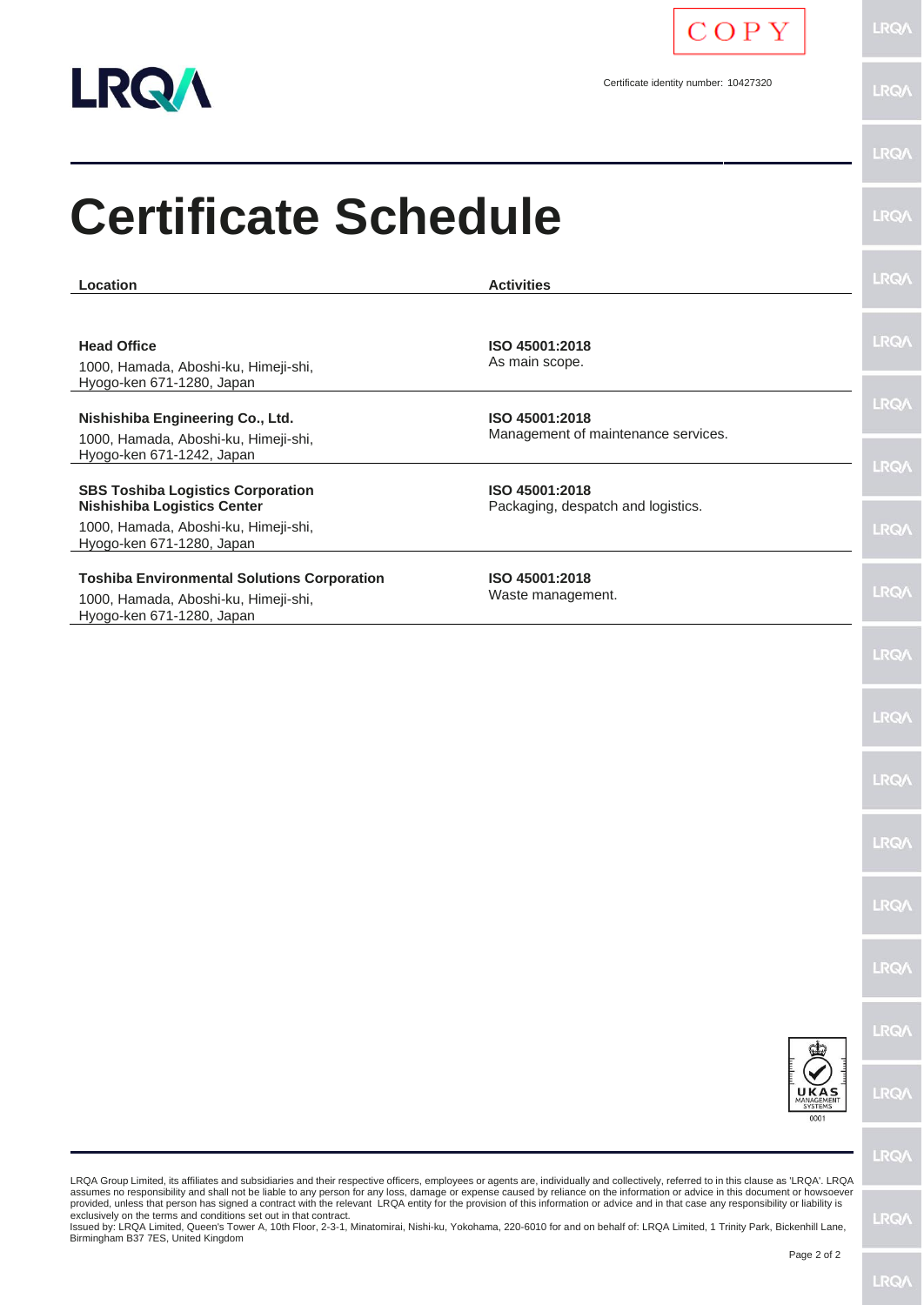COPY

Certificate identity number: 10427320

# Certificate Schedule

| Location | Activities |
| --- | --- |
| **Head Office**<br>1000, Hamada, Aboshi-ku, Himeji-shi, Hyogo-ken 671-1280, Japan | **ISO 45001:2018**<br>As main scope. |
| **Nishishiba Engineering Co., Ltd.**<br>1000, Hamada, Aboshi-ku, Himeji-shi, Hyogo-ken 671-1242, Japan | **ISO 45001:2018**<br>Management of maintenance services. |
| **SBS Toshiba Logistics Corporation Nishishiba Logistics Center**<br>1000, Hamada, Aboshi-ku, Himeji-shi, Hyogo-ken 671-1280, Japan | **ISO 45001:2018**<br>Packaging, despatch and logistics. |
| **Toshiba Environmental Solutions Corporation**<br>1000, Hamada, Aboshi-ku, Himeji-shi, Hyogo-ken 671-1280, Japan | **ISO 45001:2018**<br>Waste management. |

UKAS MANAGEMENT SYSTEMS 0001

LRQA Group Limited, its affiliates and subsidiaries and their respective officers, employees or agents are, individually and collectively, referred to in this clause as 'LRQA'. LRQA assumes no responsibility and shall not be liable to any person for any loss, damage or expense caused by reliance on the information or advice in this document or howsoever provided, unless that person has signed a contract with the relevant LRQA entity for the provision of this information or advice and in that case any responsibility or liability is exclusively on the terms and conditions set out in that contract.
Issued by: LRQA Limited, Queen's Tower A, 10th Floor, 2-3-1, Minatomirai, Nishi-ku, Yokohama, 220-6010 for and on behalf of: LRQA Limited, 1 Trinity Park, Bickenhill Lane, Birmingham B37 7ES, United Kingdom